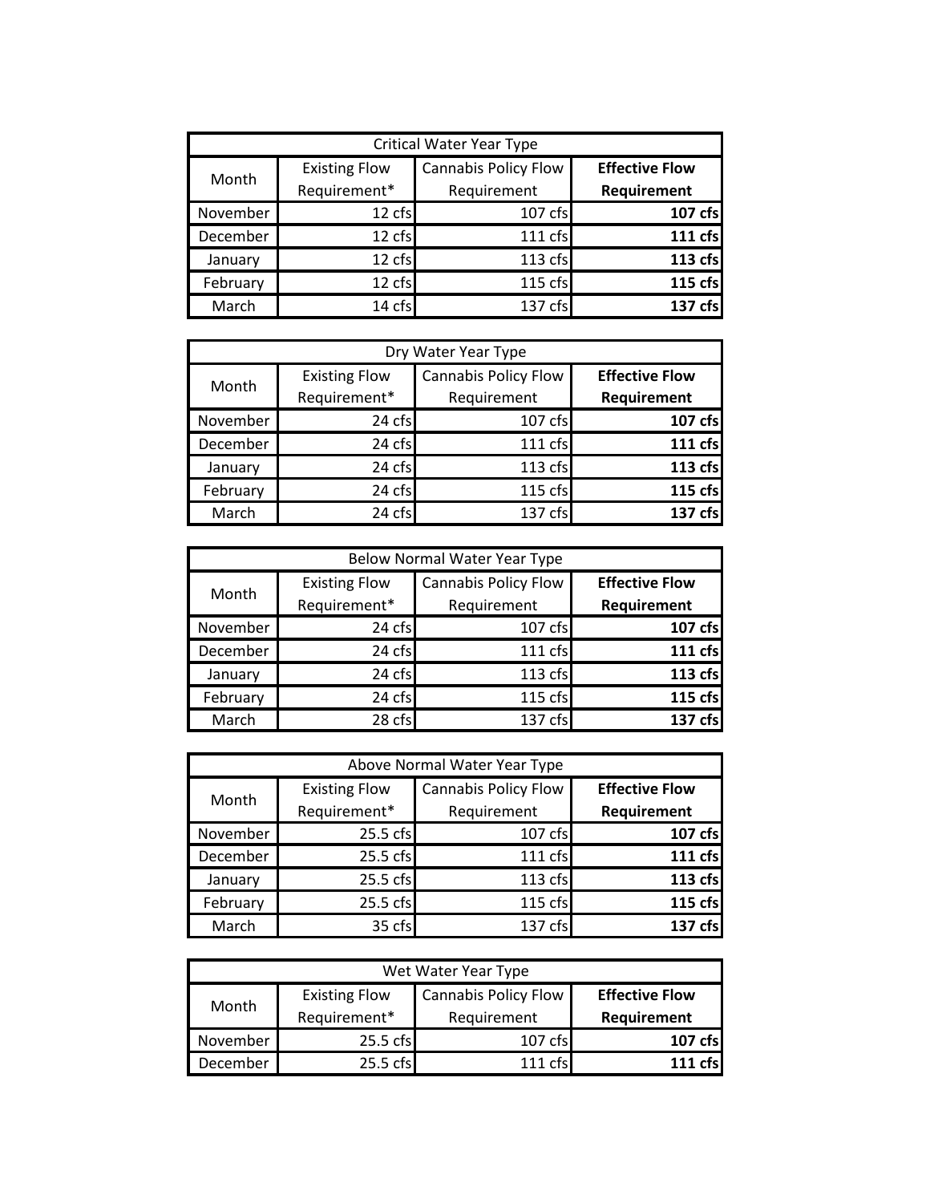| Critical Water Year Type | | | |
|---|---|---|---|
| Month | Existing Flow Requirement* | Cannabis Policy Flow Requirement | **Effective Flow Requirement** |
| November | 12 cfs | 107 cfs | **107 cfs** |
| December | 12 cfs | 111 cfs | **111 cfs** |
| January | 12 cfs | 113 cfs | **113 cfs** |
| February | 12 cfs | 115 cfs | **115 cfs** |
| March | 14 cfs | 137 cfs | **137 cfs** |

| Dry Water Year Type | | | |
|---|---|---|---|
| Month | Existing Flow Requirement* | Cannabis Policy Flow Requirement | **Effective Flow Requirement** |
| November | 24 cfs | 107 cfs | **107 cfs** |
| December | 24 cfs | 111 cfs | **111 cfs** |
| January | 24 cfs | 113 cfs | **113 cfs** |
| February | 24 cfs | 115 cfs | **115 cfs** |
| March | 24 cfs | 137 cfs | **137 cfs** |

| Below Normal Water Year Type | | | |
|---|---|---|---|
| Month | Existing Flow Requirement* | Cannabis Policy Flow Requirement | **Effective Flow Requirement** |
| November | 24 cfs | 107 cfs | **107 cfs** |
| December | 24 cfs | 111 cfs | **111 cfs** |
| January | 24 cfs | 113 cfs | **113 cfs** |
| February | 24 cfs | 115 cfs | **115 cfs** |
| March | 28 cfs | 137 cfs | **137 cfs** |

| Above Normal Water Year Type | | | |
|---|---|---|---|
| Month | Existing Flow Requirement* | Cannabis Policy Flow Requirement | **Effective Flow Requirement** |
| November | 25.5 cfs | 107 cfs | **107 cfs** |
| December | 25.5 cfs | 111 cfs | **111 cfs** |
| January | 25.5 cfs | 113 cfs | **113 cfs** |
| February | 25.5 cfs | 115 cfs | **115 cfs** |
| March | 35 cfs | 137 cfs | **137 cfs** |

| Wet Water Year Type | | | |
|---|---|---|---|
| Month | Existing Flow Requirement* | Cannabis Policy Flow Requirement | **Effective Flow Requirement** |
| November | 25.5 cfs | 107 cfs | **107 cfs** |
| December | 25.5 cfs | 111 cfs | **111 cfs** |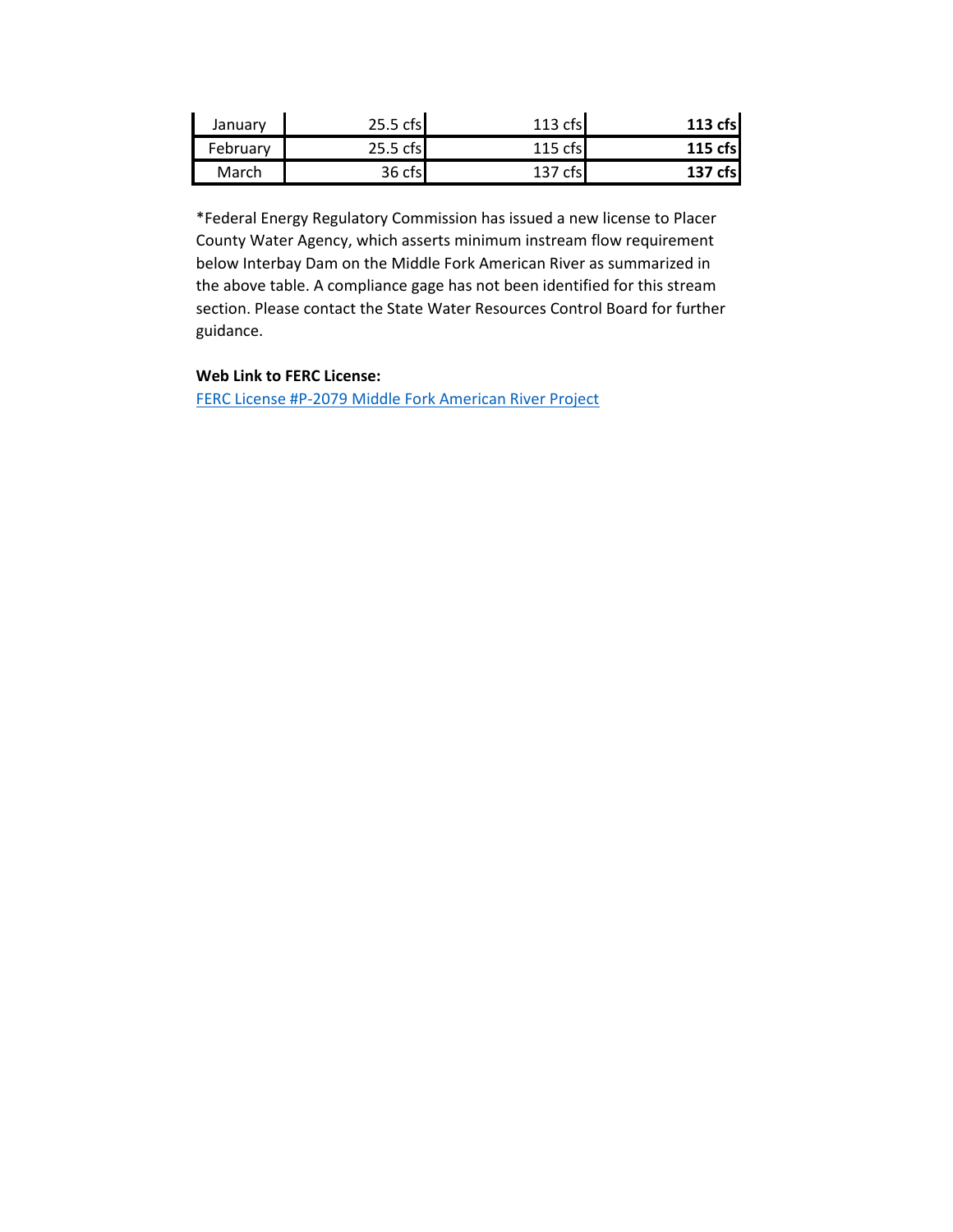| | | | |
|---|---|---|---|
| January | 25.5 cfs | 113 cfs | **113 cfs** |
| February | 25.5 cfs | 115 cfs | **115 cfs** |
| March | 36 cfs | 137 cfs | **137 cfs** |

*Federal Energy Regulatory Commission has issued a new license to Placer County Water Agency, which asserts minimum instream flow requirement below Interbay Dam on the Middle Fork American River as summarized in the above table. A compliance gage has not been identified for this stream section. Please contact the State Water Resources Control Board for further guidance.

**Web Link to FERC License:**

FERC License #P-2079 Middle Fork American River Project